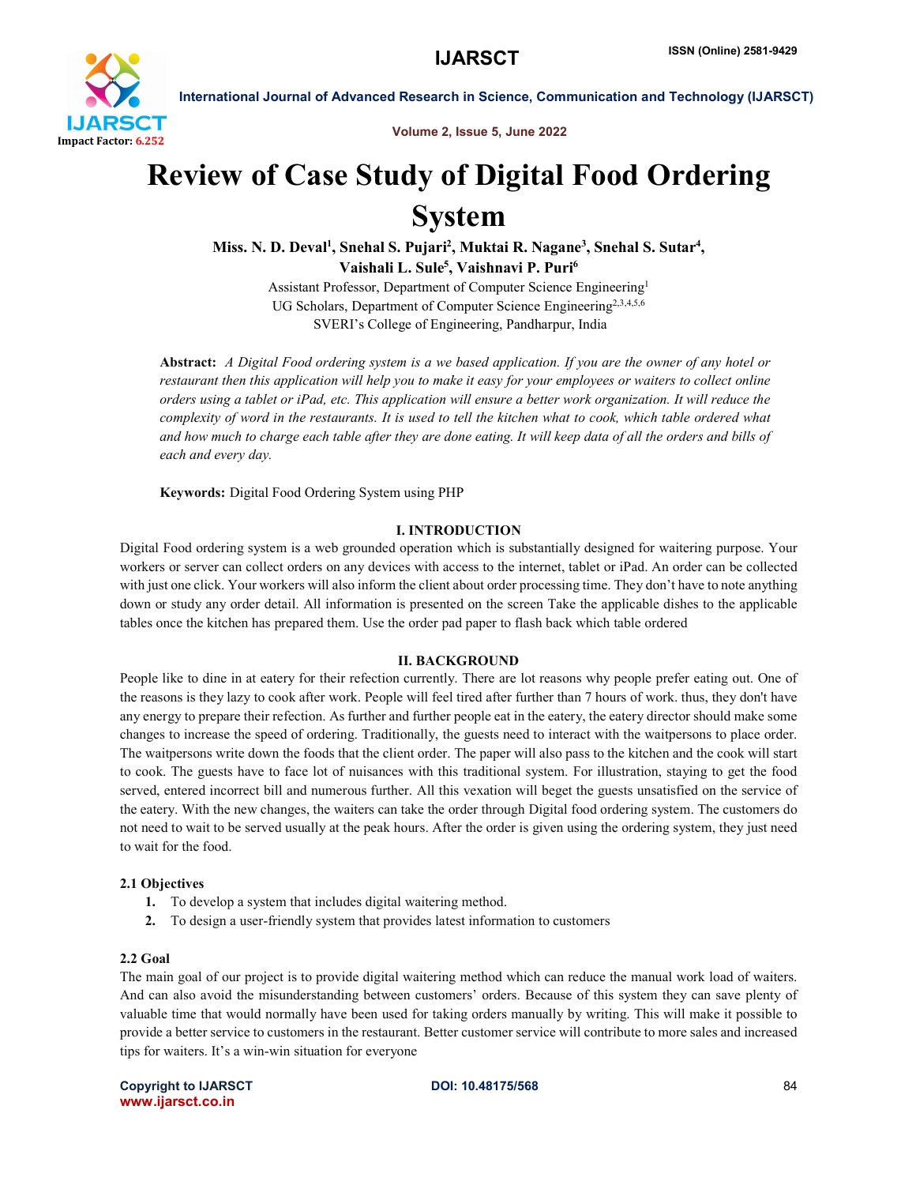# Review of Case Study of Digital Food Ordering System

**Miss. N. D. Deval[1], Snehal S. Pujari[2], Muktai R. Nagane[3], Snehal S. Sutar[4], Vaishali L. Sule[5], Vaishnavi P. Puri[6]**

Assistant Professor, Department of Computer Science Engineering[1]
UG Scholars, Department of Computer Science Engineering[2,3,4,5,6]
SVERI's College of Engineering, Pandharpur, India

**Abstract:** *A Digital Food ordering system is a we based application. If you are the owner of any hotel or restaurant then this application will help you to make it easy for your employees or waiters to collect online orders using a tablet or iPad, etc. This application will ensure a better work organization. It will reduce the complexity of word in the restaurants. It is used to tell the kitchen what to cook, which table ordered what and how much to charge each table after they are done eating. It will keep data of all the orders and bills of each and every day.*

**Keywords:** Digital Food Ordering System using PHP

## I. INTRODUCTION

Digital Food ordering system is a web grounded operation which is substantially designed for waitering purpose. Your workers or server can collect orders on any devices with access to the internet, tablet or iPad. An order can be collected with just one click. Your workers will also inform the client about order processing time. They don't have to note anything down or study any order detail. All information is presented on the screen Take the applicable dishes to the applicable tables once the kitchen has prepared them. Use the order pad paper to flash back which table ordered

## II. BACKGROUND

People like to dine in at eatery for their refection currently. There are lot reasons why people prefer eating out. One of the reasons is they lazy to cook after work. People will feel tired after further than 7 hours of work. thus, they don't have any energy to prepare their refection. As further and further people eat in the eatery, the eatery director should make some changes to increase the speed of ordering. Traditionally, the guests need to interact with the waitpersons to place order. The waitpersons write down the foods that the client order. The paper will also pass to the kitchen and the cook will start to cook. The guests have to face lot of nuisances with this traditional system. For illustration, staying to get the food served, entered incorrect bill and numerous further. All this vexation will beget the guests unsatisfied on the service of the eatery. With the new changes, the waiters can take the order through Digital food ordering system. The customers do not need to wait to be served usually at the peak hours. After the order is given using the ordering system, they just need to wait for the food.

### 2.1 Objectives

1. To develop a system that includes digital waitering method.
2. To design a user-friendly system that provides latest information to customers

### 2.2 Goal

The main goal of our project is to provide digital waitering method which can reduce the manual work load of waiters. And can also avoid the misunderstanding between customers' orders. Because of this system they can save plenty of valuable time that would normally have been used for taking orders manually by writing. This will make it possible to provide a better service to customers in the restaurant. Better customer service will contribute to more sales and increased tips for waiters. It's a win-win situation for everyone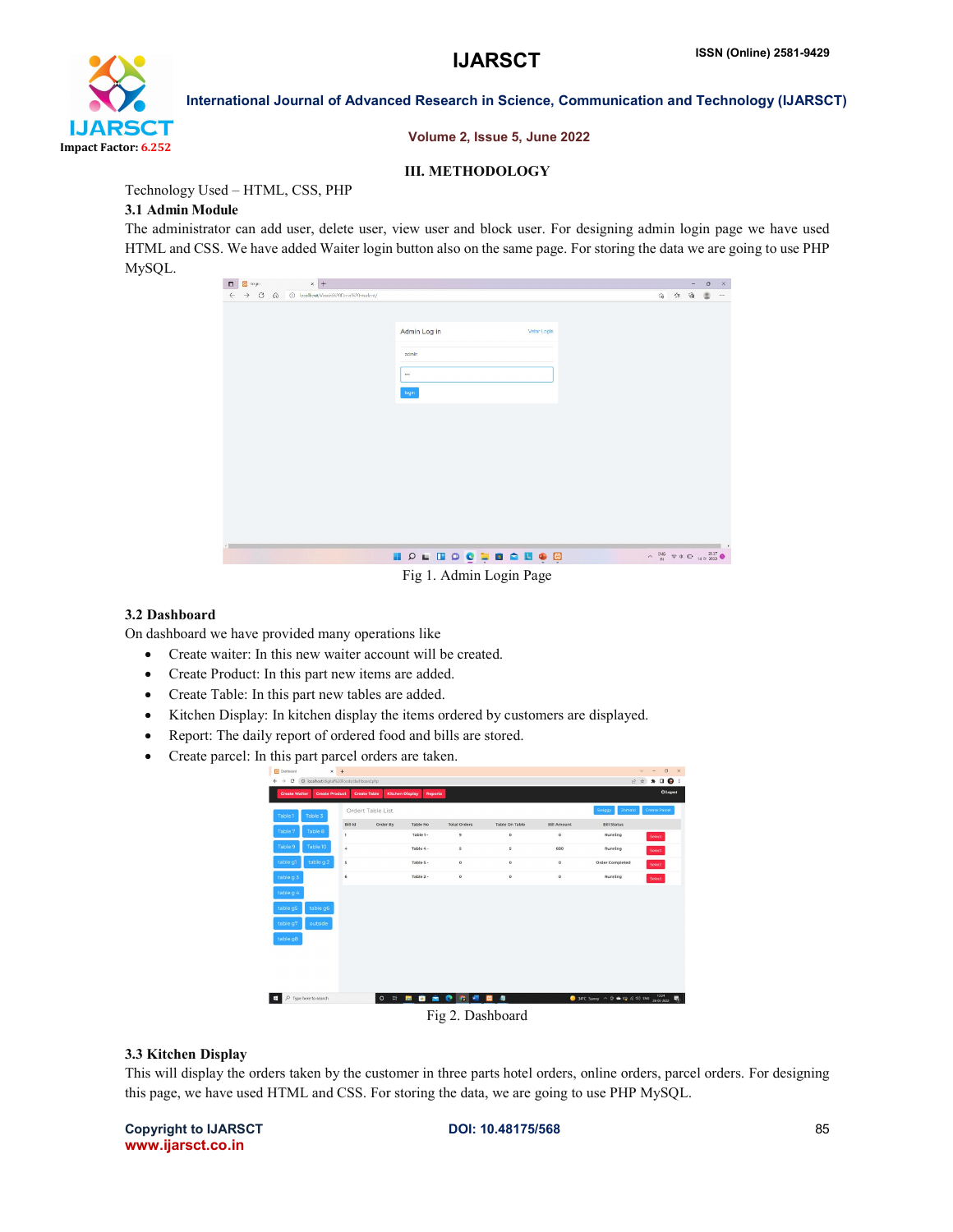## III. METHODOLOGY

Technology Used – HTML, CSS, PHP

### 3.1 Admin Module

The administrator can add user, delete user, view user and block user. For designing admin login page we have used HTML and CSS. We have added Waiter login button also on the same page. For storing the data we are going to use PHP MySQL.

Fig 1. Admin Login Page

### 3.2 Dashboard

On dashboard we have provided many operations like

- Create waiter: In this new waiter account will be created.
- Create Product: In this part new items are added.
- Create Table: In this part new tables are added.
- Kitchen Display: In kitchen display the items ordered by customers are displayed.
- Report: The daily report of ordered food and bills are stored.
- Create parcel: In this part parcel orders are taken.

Fig 2. Dashboard

### 3.3 Kitchen Display

This will display the orders taken by the customer in three parts hotel orders, online orders, parcel orders. For designing this page, we have used HTML and CSS. For storing the data, we are going to use PHP MySQL.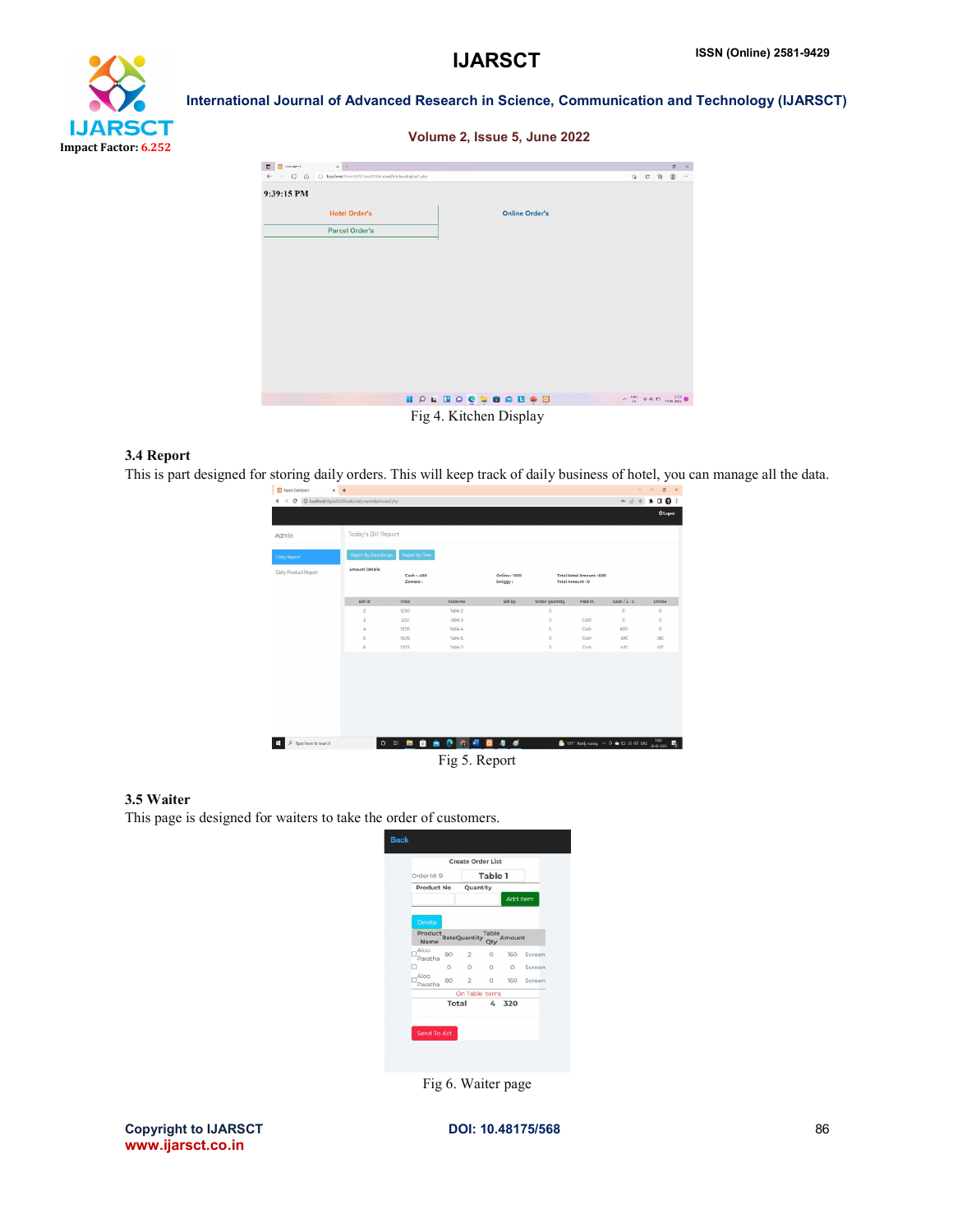Fig 4. Kitchen Display

### 3.4 Report

This is part designed for storing daily orders. This will keep track of daily business of hotel, you can manage all the data.

Fig 5. Report

### 3.5 Waiter

This page is designed for waiters to take the order of customers.

Fig 6. Waiter page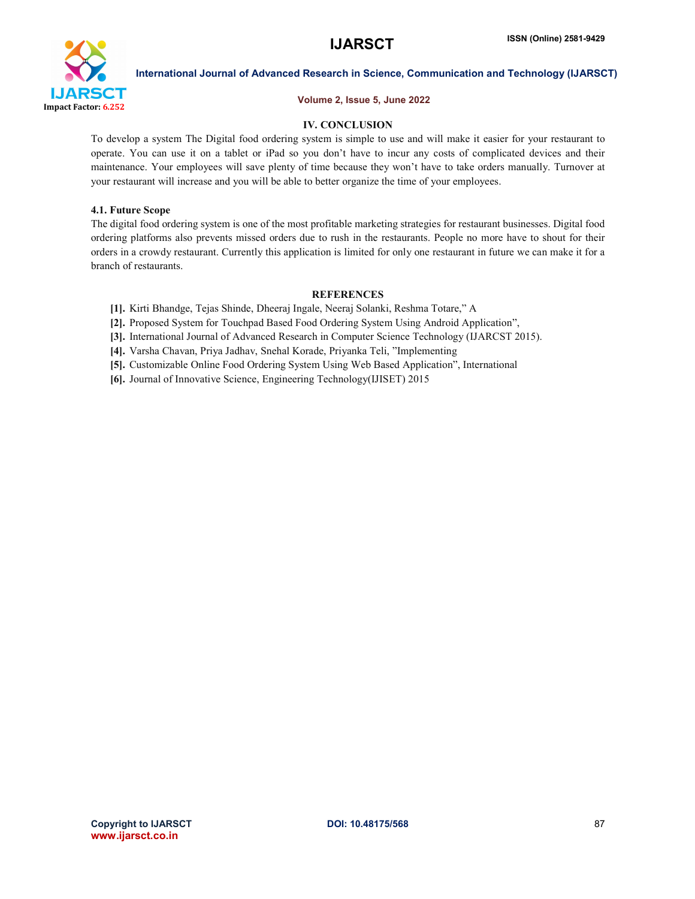## IV. CONCLUSION

To develop a system The Digital food ordering system is simple to use and will make it easier for your restaurant to operate. You can use it on a tablet or iPad so you don't have to incur any costs of complicated devices and their maintenance. Your employees will save plenty of time because they won't have to take orders manually. Turnover at your restaurant will increase and you will be able to better organize the time of your employees.

### 4.1. Future Scope

The digital food ordering system is one of the most profitable marketing strategies for restaurant businesses. Digital food ordering platforms also prevents missed orders due to rush in the restaurants. People no more have to shout for their orders in a crowdy restaurant. Currently this application is limited for only one restaurant in future we can make it for a branch of restaurants.

## REFERENCES

- **[1].** Kirti Bhandge, Tejas Shinde, Dheeraj Ingale, Neeraj Solanki, Reshma Totare," A
- **[2].** Proposed System for Touchpad Based Food Ordering System Using Android Application",
- **[3].** International Journal of Advanced Research in Computer Science Technology (IJARCST 2015).
- **[4].** Varsha Chavan, Priya Jadhav, Snehal Korade, Priyanka Teli, "Implementing
- **[5].** Customizable Online Food Ordering System Using Web Based Application", International
- **[6].** Journal of Innovative Science, Engineering Technology(IJISET) 2015